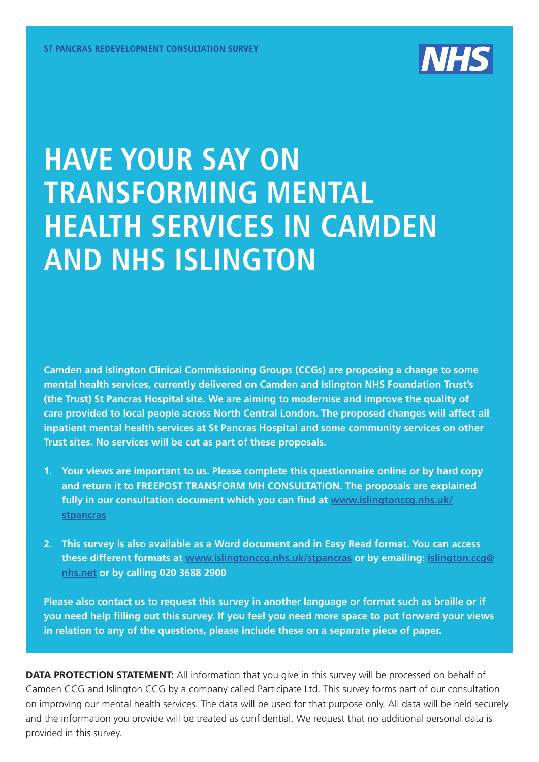ST PANCRAS REDEVELOPMENT CONSULTATION SURVEY

NHS

# HAVE YOUR SAY ON TRANSFORMING MENTAL HEALTH SERVICES IN CAMDEN AND NHS ISLINGTON

**Camden and Islington Clinical Commissioning Groups (CCGs) are proposing a change to some mental health services, currently delivered on Camden and Islington NHS Foundation Trust's (the Trust) St Pancras Hospital site. We are aiming to modernise and improve the quality of care provided to local people across North Central London. The proposed changes will affect all inpatient mental health services at St Pancras Hospital and some community services on other Trust sites. No services will be cut as part of these proposals.**

1. **Your views are important to us. Please complete this questionnaire online or by hard copy and return it to FREEPOST TRANSFORM MH CONSULTATION. The proposals are explained fully in our consultation document which you can find at www.islingtonccg.nhs.uk/stpancras**

2. **This survey is also available as a Word document and in Easy Read format. You can access these different formats at www.islingtonccg.nhs.uk/stpancras or by emailing: islington.ccg@nhs.net or by calling 020 3688 2900**

**Please also contact us to request this survey in another language or format such as braille or if you need help filling out this survey. If you feel you need more space to put forward your views in relation to any of the questions, please include these on a separate piece of paper.**

**DATA PROTECTION STATEMENT:** All information that you give in this survey will be processed on behalf of Camden CCG and Islington CCG by a company called Participate Ltd. This survey forms part of our consultation on improving our mental health services. The data will be used for that purpose only. All data will be held securely and the information you provide will be treated as confidential. We request that no additional personal data is provided in this survey.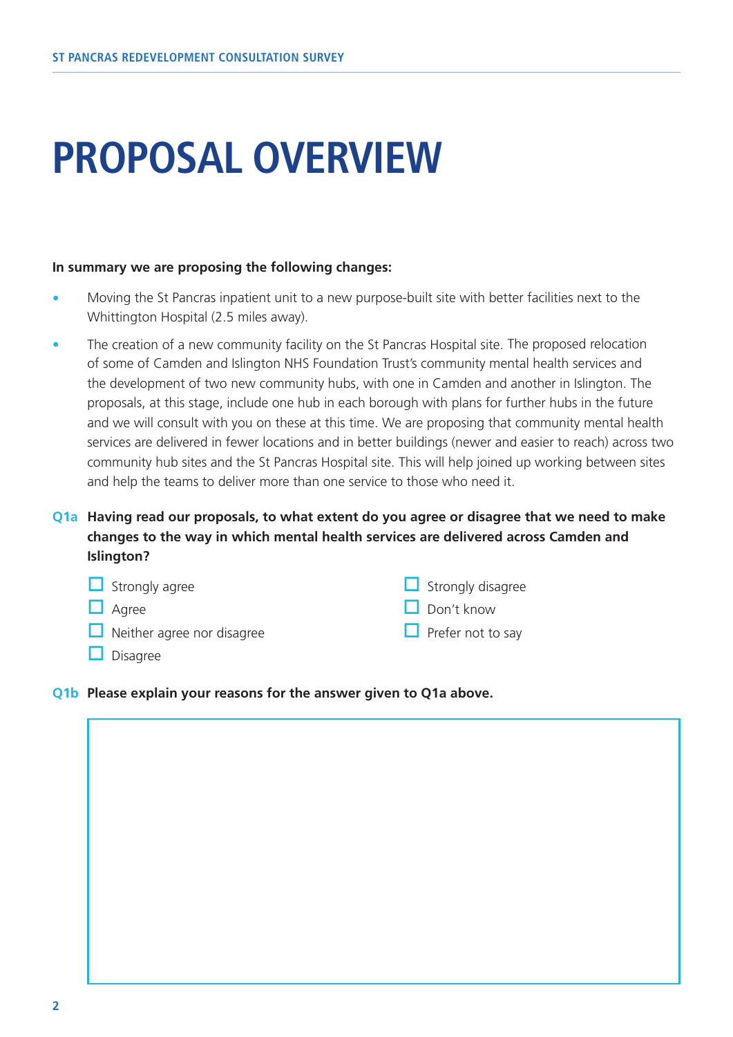# PROPOSAL OVERVIEW

**In summary we are proposing the following changes:**

- Moving the St Pancras inpatient unit to a new purpose-built site with better facilities next to the Whittington Hospital (2.5 miles away).
- The creation of a new community facility on the St Pancras Hospital site. The proposed relocation of some of Camden and Islington NHS Foundation Trust's community mental health services and the development of two new community hubs, with one in Camden and another in Islington. The proposals, at this stage, include one hub in each borough with plans for further hubs in the future and we will consult with you on these at this time. We are proposing that community mental health services are delivered in fewer locations and in better buildings (newer and easier to reach) across two community hub sites and the St Pancras Hospital site. This will help joined up working between sites and help the teams to deliver more than one service to those who need it.

**Q1a Having read our proposals, to what extent do you agree or disagree that we need to make changes to the way in which mental health services are delivered across Camden and Islington?**

- ☐ Strongly agree
- ☐ Agree
- ☐ Neither agree nor disagree
- ☐ Disagree
- ☐ Strongly disagree
- ☐ Don't know
- ☐ Prefer not to say

**Q1b Please explain your reasons for the answer given to Q1a above.**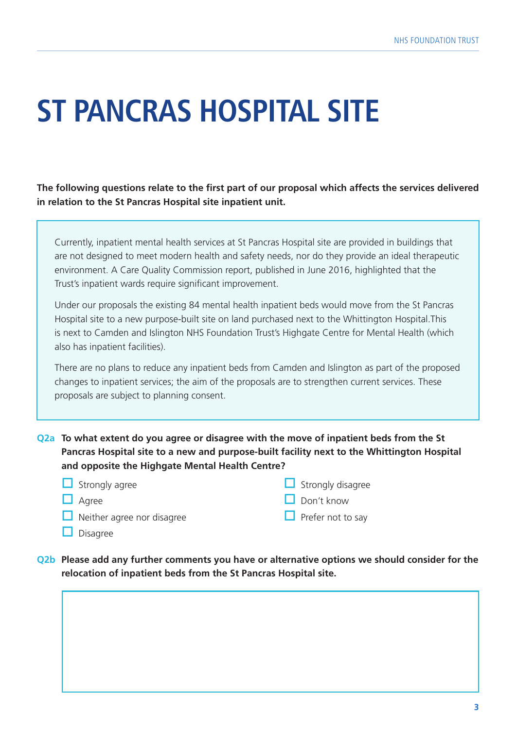# ST PANCRAS HOSPITAL SITE

**The following questions relate to the first part of our proposal which affects the services delivered in relation to the St Pancras Hospital site inpatient unit.**

> Currently, inpatient mental health services at St Pancras Hospital site are provided in buildings that are not designed to meet modern health and safety needs, nor do they provide an ideal therapeutic environment. A Care Quality Commission report, published in June 2016, highlighted that the Trust's inpatient wards require significant improvement.
>
> Under our proposals the existing 84 mental health inpatient beds would move from the St Pancras Hospital site to a new purpose-built site on land purchased next to the Whittington Hospital.This is next to Camden and Islington NHS Foundation Trust's Highgate Centre for Mental Health (which also has inpatient facilities).
>
> There are no plans to reduce any inpatient beds from Camden and Islington as part of the proposed changes to inpatient services; the aim of the proposals are to strengthen current services. These proposals are subject to planning consent.

**Q2a To what extent do you agree or disagree with the move of inpatient beds from the St Pancras Hospital site to a new and purpose-built facility next to the Whittington Hospital and opposite the Highgate Mental Health Centre?**

- ☐ Strongly agree
- ☐ Agree
- ☐ Neither agree nor disagree
- ☐ Disagree
- ☐ Strongly disagree
- ☐ Don't know
- ☐ Prefer not to say

**Q2b Please add any further comments you have or alternative options we should consider for the relocation of inpatient beds from the St Pancras Hospital site.**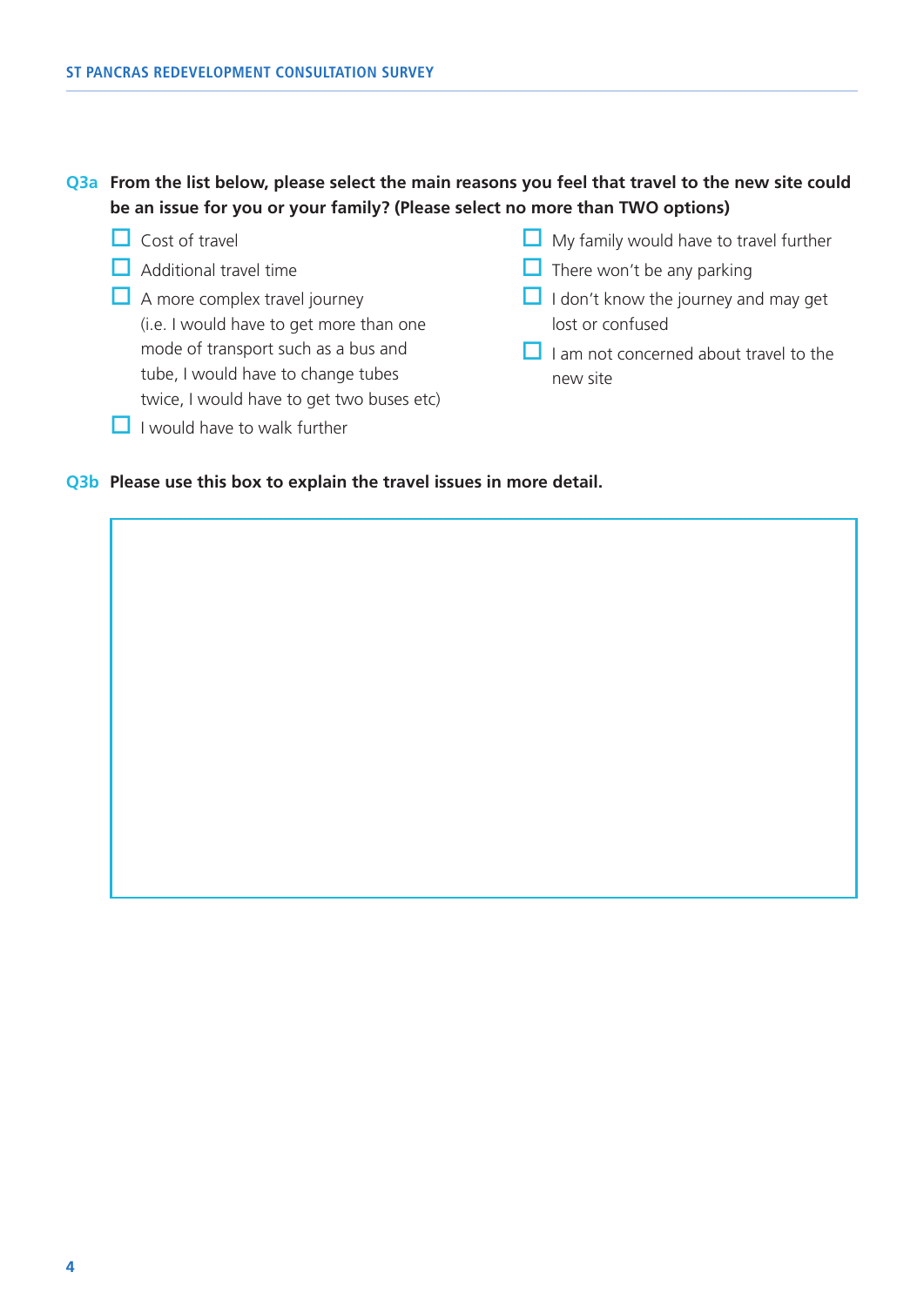**Q3a From the list below, please select the main reasons you feel that travel to the new site could be an issue for you or your family? (Please select no more than TWO options)**

- ☐ Cost of travel
- ☐ Additional travel time
- ☐ A more complex travel journey (i.e. I would have to get more than one mode of transport such as a bus and tube, I would have to change tubes twice, I would have to get two buses etc)
- ☐ I would have to walk further
- ☐ My family would have to travel further
- ☐ There won't be any parking
- ☐ I don't know the journey and may get lost or confused
- ☐ I am not concerned about travel to the new site

**Q3b Please use this box to explain the travel issues in more detail.**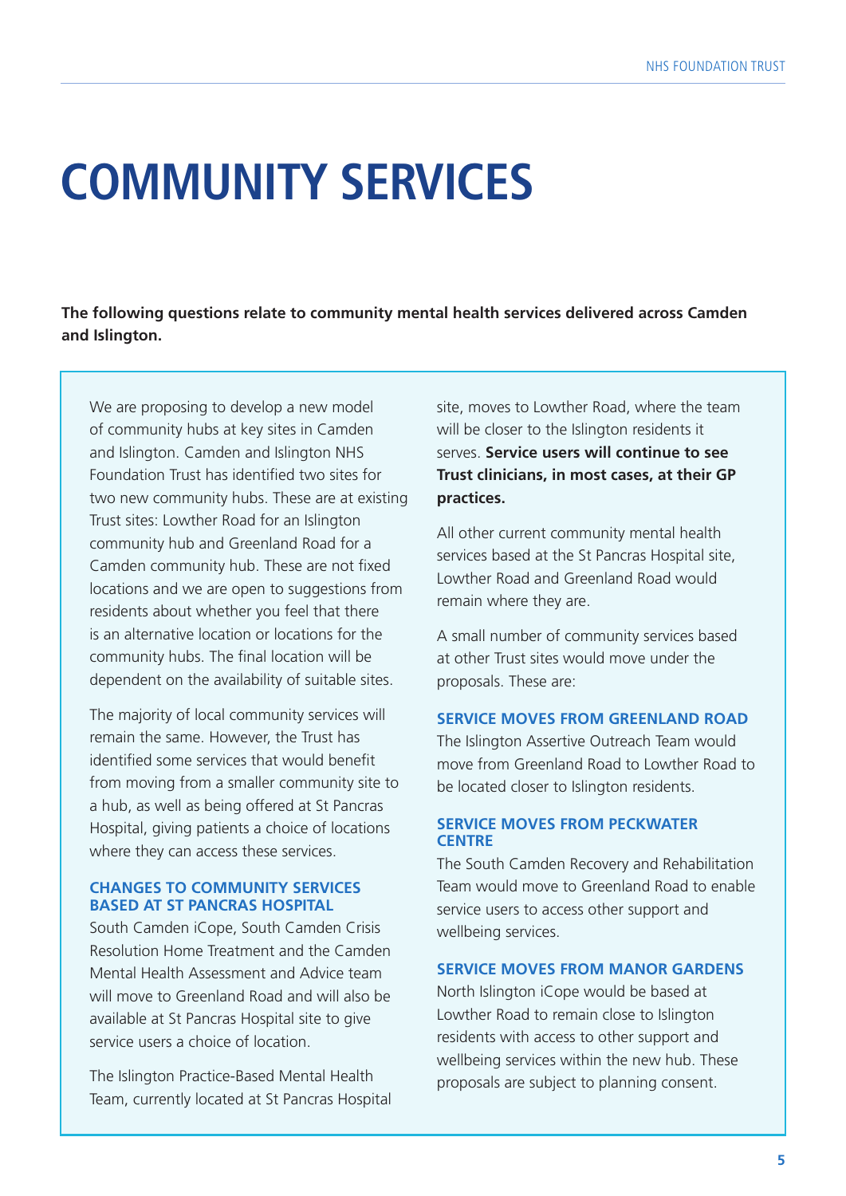# COMMUNITY SERVICES

**The following questions relate to community mental health services delivered across Camden and Islington.**

We are proposing to develop a new model of community hubs at key sites in Camden and Islington. Camden and Islington NHS Foundation Trust has identified two sites for two new community hubs. These are at existing Trust sites: Lowther Road for an Islington community hub and Greenland Road for a Camden community hub. These are not fixed locations and we are open to suggestions from residents about whether you feel that there is an alternative location or locations for the community hubs. The final location will be dependent on the availability of suitable sites.

The majority of local community services will remain the same. However, the Trust has identified some services that would benefit from moving from a smaller community site to a hub, as well as being offered at St Pancras Hospital, giving patients a choice of locations where they can access these services.

### CHANGES TO COMMUNITY SERVICES BASED AT ST PANCRAS HOSPITAL

South Camden iCope, South Camden Crisis Resolution Home Treatment and the Camden Mental Health Assessment and Advice team will move to Greenland Road and will also be available at St Pancras Hospital site to give service users a choice of location.

The Islington Practice-Based Mental Health Team, currently located at St Pancras Hospital site, moves to Lowther Road, where the team will be closer to the Islington residents it serves. **Service users will continue to see Trust clinicians, in most cases, at their GP practices.**

All other current community mental health services based at the St Pancras Hospital site, Lowther Road and Greenland Road would remain where they are.

A small number of community services based at other Trust sites would move under the proposals. These are:

### SERVICE MOVES FROM GREENLAND ROAD

The Islington Assertive Outreach Team would move from Greenland Road to Lowther Road to be located closer to Islington residents.

### SERVICE MOVES FROM PECKWATER CENTRE

The South Camden Recovery and Rehabilitation Team would move to Greenland Road to enable service users to access other support and wellbeing services.

### SERVICE MOVES FROM MANOR GARDENS

North Islington iCope would be based at Lowther Road to remain close to Islington residents with access to other support and wellbeing services within the new hub. These proposals are subject to planning consent.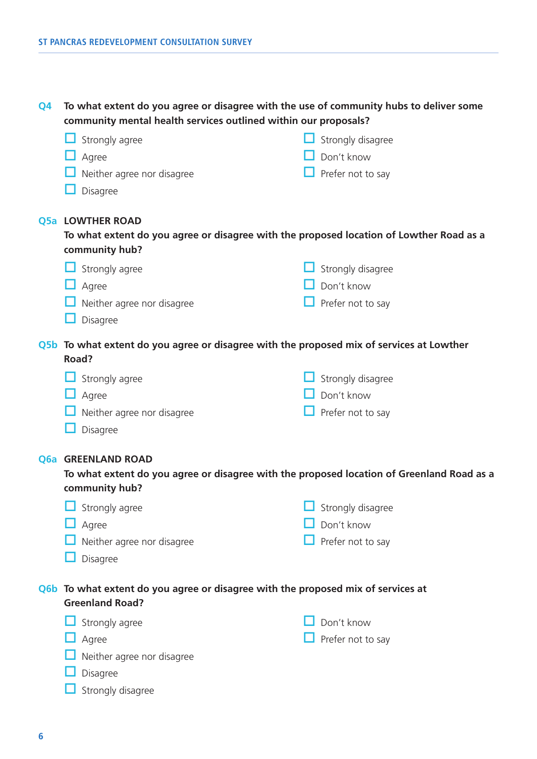**Q4** **To what extent do you agree or disagree with the use of community hubs to deliver some community mental health services outlined within our proposals?**

- ☐ Strongly agree
- ☐ Agree
- ☐ Neither agree nor disagree
- ☐ Disagree
- ☐ Strongly disagree
- ☐ Don't know
- ☐ Prefer not to say

**Q5a** **LOWTHER ROAD**

**To what extent do you agree or disagree with the proposed location of Lowther Road as a community hub?**

- ☐ Strongly agree
- ☐ Agree
- ☐ Neither agree nor disagree
- ☐ Disagree
- ☐ Strongly disagree
- ☐ Don't know
- ☐ Prefer not to say

**Q5b** **To what extent do you agree or disagree with the proposed mix of services at Lowther Road?**

- ☐ Strongly agree
- ☐ Agree
- ☐ Neither agree nor disagree
- ☐ Disagree
- ☐ Strongly disagree
- ☐ Don't know
- ☐ Prefer not to say

**Q6a** **GREENLAND ROAD**

**To what extent do you agree or disagree with the proposed location of Greenland Road as a community hub?**

- ☐ Strongly agree
- ☐ Agree
- ☐ Neither agree nor disagree
- ☐ Disagree
- ☐ Strongly disagree
- ☐ Don't know
- ☐ Prefer not to say

**Q6b** **To what extent do you agree or disagree with the proposed mix of services at Greenland Road?**

- ☐ Strongly agree
- ☐ Agree
- ☐ Neither agree nor disagree
- ☐ Disagree
- ☐ Strongly disagree
- ☐ Don't know
- ☐ Prefer not to say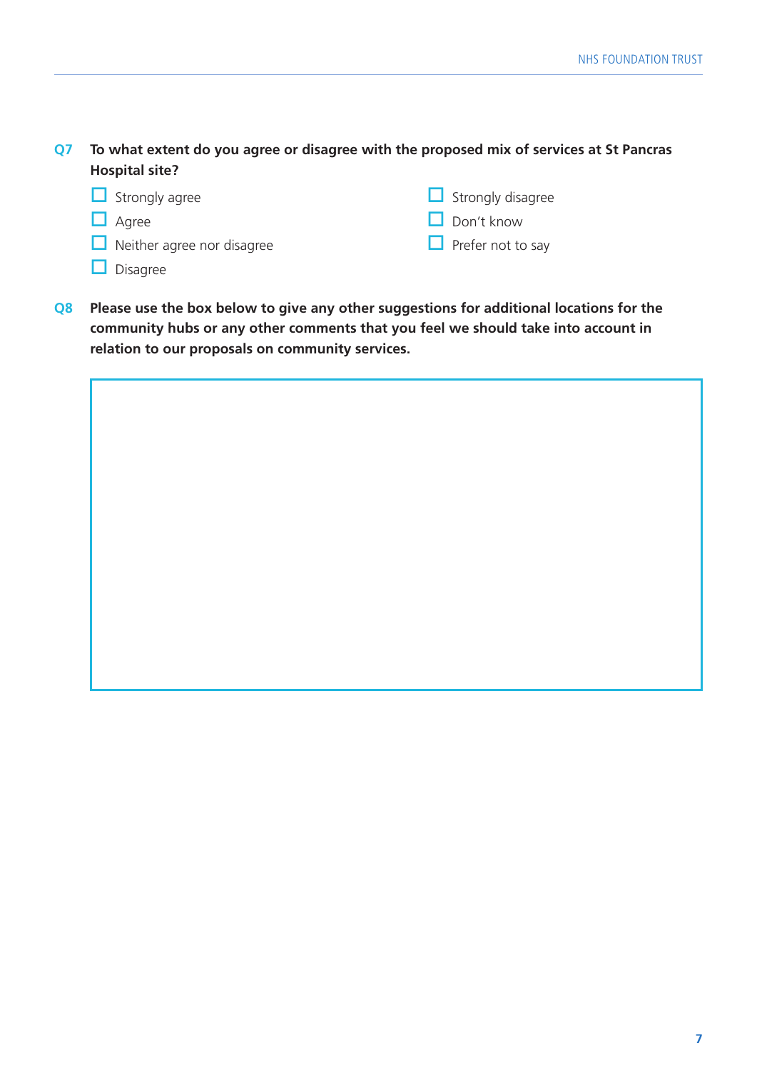**Q7** **To what extent do you agree or disagree with the proposed mix of services at St Pancras Hospital site?**

- ☐ Strongly agree
- ☐ Agree
- ☐ Neither agree nor disagree
- ☐ Disagree
- ☐ Strongly disagree
- ☐ Don't know
- ☐ Prefer not to say

**Q8** **Please use the box below to give any other suggestions for additional locations for the community hubs or any other comments that you feel we should take into account in relation to our proposals on community services.**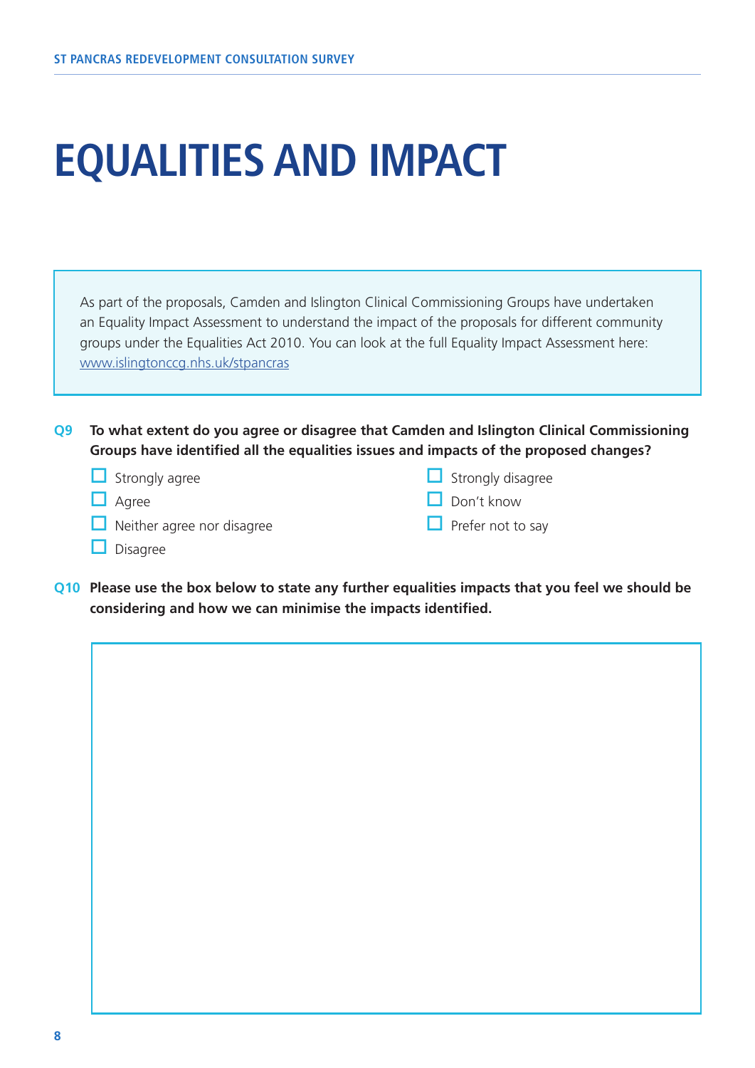# EQUALITIES AND IMPACT

As part of the proposals, Camden and Islington Clinical Commissioning Groups have undertaken an Equality Impact Assessment to understand the impact of the proposals for different community groups under the Equalities Act 2010. You can look at the full Equality Impact Assessment here: [www.islingtonccg.nhs.uk/stpancras](www.islingtonccg.nhs.uk/stpancras)

**Q9 To what extent do you agree or disagree that Camden and Islington Clinical Commissioning Groups have identified all the equalities issues and impacts of the proposed changes?**

- ☐ Strongly agree
- ☐ Agree
- ☐ Neither agree nor disagree
- ☐ Disagree
- ☐ Strongly disagree
- ☐ Don't know
- ☐ Prefer not to say

**Q10 Please use the box below to state any further equalities impacts that you feel we should be considering and how we can minimise the impacts identified.**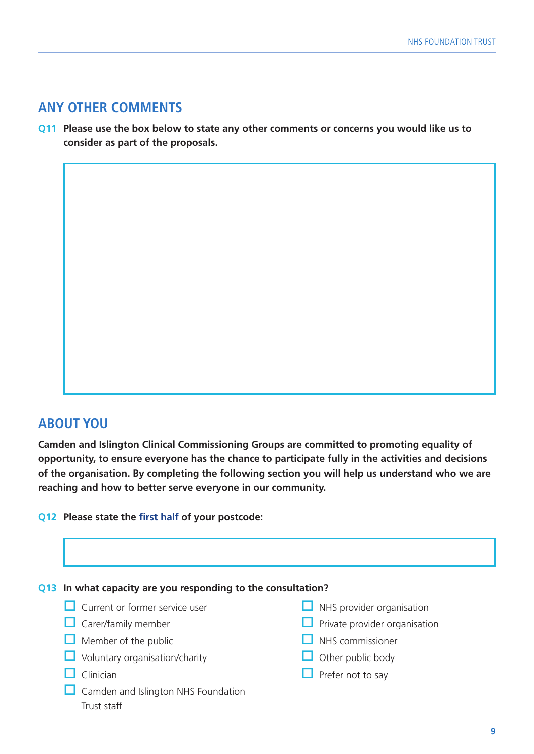## ANY OTHER COMMENTS

**Q11 Please use the box below to state any other comments or concerns you would like us to consider as part of the proposals.**

## ABOUT YOU

**Camden and Islington Clinical Commissioning Groups are committed to promoting equality of opportunity, to ensure everyone has the chance to participate fully in the activities and decisions of the organisation. By completing the following section you will help us understand who we are reaching and how to better serve everyone in our community.**

**Q12 Please state the first half of your postcode:**

**Q13 In what capacity are you responding to the consultation?**

- ☐ Current or former service user
- ☐ Carer/family member
- ☐ Member of the public
- ☐ Voluntary organisation/charity
- ☐ Clinician
- ☐ Camden and Islington NHS Foundation Trust staff
- ☐ NHS provider organisation
- ☐ Private provider organisation
- ☐ NHS commissioner
- ☐ Other public body
- ☐ Prefer not to say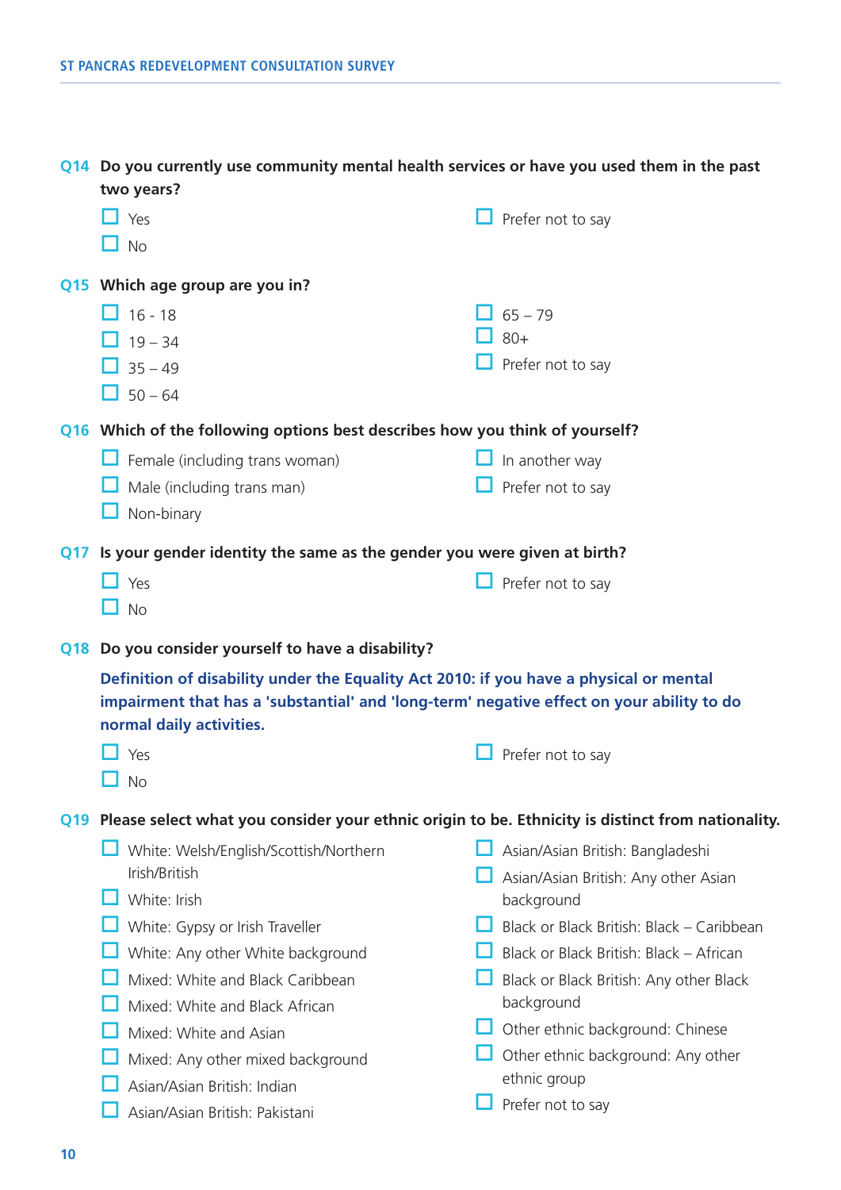**Q14 Do you currently use community mental health services or have you used them in the past two years?**

- ☐ Yes
- ☐ No
- ☐ Prefer not to say

**Q15 Which age group are you in?**

- ☐ 16 - 18
- ☐ 19 – 34
- ☐ 35 – 49
- ☐ 50 – 64
- ☐ 65 – 79
- ☐ 80+
- ☐ Prefer not to say

**Q16 Which of the following options best describes how you think of yourself?**

- ☐ Female (including trans woman)
- ☐ Male (including trans man)
- ☐ Non-binary
- ☐ In another way
- ☐ Prefer not to say

**Q17 Is your gender identity the same as the gender you were given at birth?**

- ☐ Yes
- ☐ No
- ☐ Prefer not to say

**Q18 Do you consider yourself to have a disability?**

**Definition of disability under the Equality Act 2010: if you have a physical or mental impairment that has a 'substantial' and 'long-term' negative effect on your ability to do normal daily activities.**

- ☐ Yes
- ☐ No
- ☐ Prefer not to say

**Q19 Please select what you consider your ethnic origin to be. Ethnicity is distinct from nationality.**

- ☐ White: Welsh/English/Scottish/Northern Irish/British
- ☐ White: Irish
- ☐ White: Gypsy or Irish Traveller
- ☐ White: Any other White background
- ☐ Mixed: White and Black Caribbean
- ☐ Mixed: White and Black African
- ☐ Mixed: White and Asian
- ☐ Mixed: Any other mixed background
- ☐ Asian/Asian British: Indian
- ☐ Asian/Asian British: Pakistani
- ☐ Asian/Asian British: Bangladeshi
- ☐ Asian/Asian British: Any other Asian background
- ☐ Black or Black British: Black – Caribbean
- ☐ Black or Black British: Black – African
- ☐ Black or Black British: Any other Black background
- ☐ Other ethnic background: Chinese
- ☐ Other ethnic background: Any other ethnic group
- ☐ Prefer not to say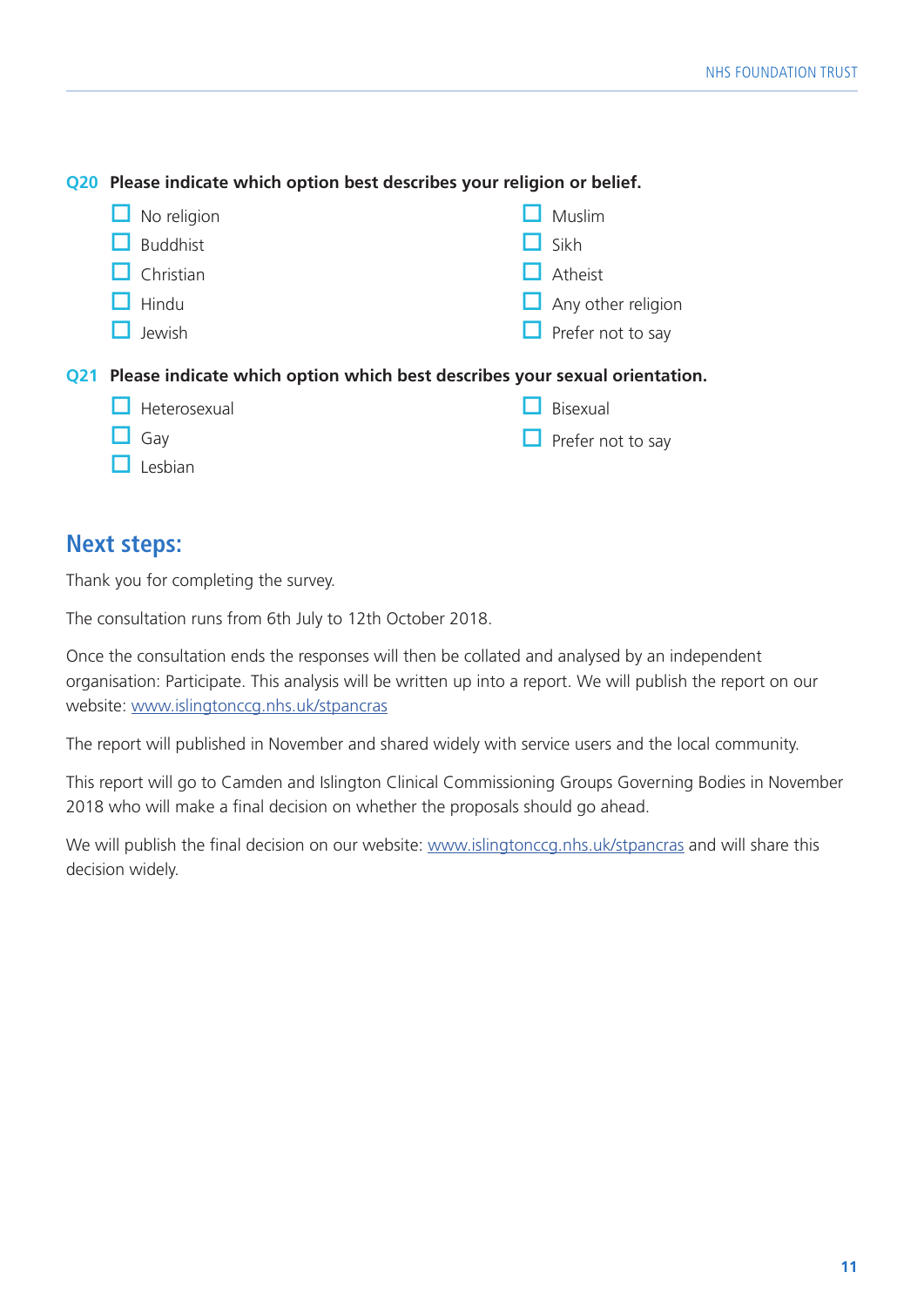**Q20 Please indicate which option best describes your religion or belief.**

- ☐ No religion
- ☐ Buddhist
- ☐ Christian
- ☐ Hindu
- ☐ Jewish
- ☐ Muslim
- ☐ Sikh
- ☐ Atheist
- ☐ Any other religion
- ☐ Prefer not to say

**Q21 Please indicate which option which best describes your sexual orientation.**

- ☐ Heterosexual
- ☐ Gay
- ☐ Lesbian
- ☐ Bisexual
- ☐ Prefer not to say

## Next steps:

Thank you for completing the survey.

The consultation runs from 6th July to 12th October 2018.

Once the consultation ends the responses will then be collated and analysed by an independent organisation: Participate. This analysis will be written up into a report. We will publish the report on our website: www.islingtonccg.nhs.uk/stpancras

The report will published in November and shared widely with service users and the local community.

This report will go to Camden and Islington Clinical Commissioning Groups Governing Bodies in November 2018 who will make a final decision on whether the proposals should go ahead.

We will publish the final decision on our website: www.islingtonccg.nhs.uk/stpancras and will share this decision widely.